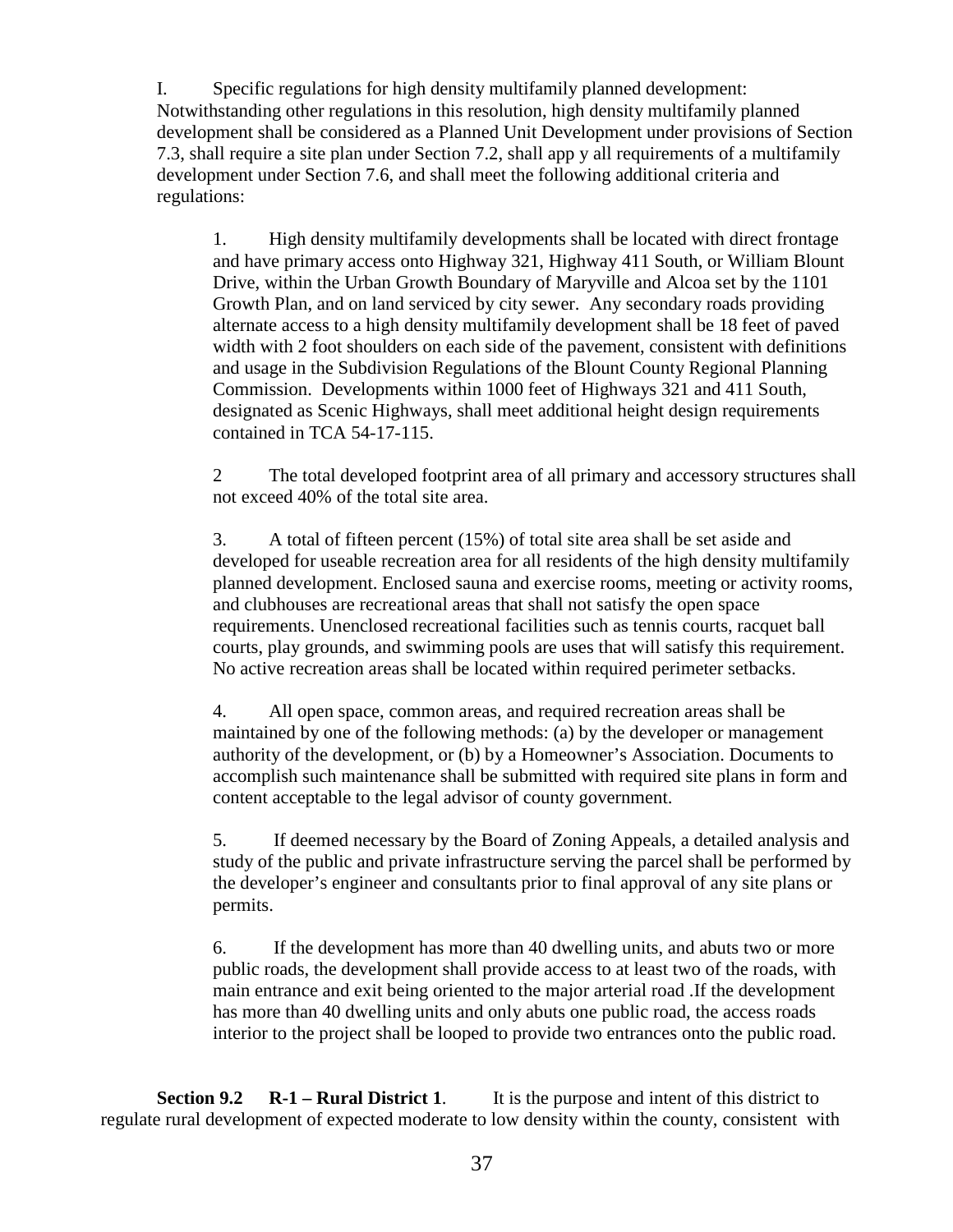I. Specific regulations for high density multifamily planned development: Notwithstanding other regulations in this resolution, high density multifamily planned development shall be considered as a Planned Unit Development under provisions of Section 7.3, shall require a site plan under Section 7.2, shall app y all requirements of a multifamily development under Section 7.6, and shall meet the following additional criteria and regulations:

1. High density multifamily developments shall be located with direct frontage and have primary access onto Highway 321, Highway 411 South, or William Blount Drive, within the Urban Growth Boundary of Maryville and Alcoa set by the 1101 Growth Plan, and on land serviced by city sewer. Any secondary roads providing alternate access to a high density multifamily development shall be 18 feet of paved width with 2 foot shoulders on each side of the pavement, consistent with definitions and usage in the Subdivision Regulations of the Blount County Regional Planning Commission. Developments within 1000 feet of Highways 321 and 411 South, designated as Scenic Highways, shall meet additional height design requirements contained in TCA 54-17-115.

2 The total developed footprint area of all primary and accessory structures shall not exceed 40% of the total site area.

3. A total of fifteen percent (15%) of total site area shall be set aside and developed for useable recreation area for all residents of the high density multifamily planned development. Enclosed sauna and exercise rooms, meeting or activity rooms, and clubhouses are recreational areas that shall not satisfy the open space requirements. Unenclosed recreational facilities such as tennis courts, racquet ball courts, play grounds, and swimming pools are uses that will satisfy this requirement. No active recreation areas shall be located within required perimeter setbacks.

4. All open space, common areas, and required recreation areas shall be maintained by one of the following methods: (a) by the developer or management authority of the development, or (b) by a Homeowner's Association. Documents to accomplish such maintenance shall be submitted with required site plans in form and content acceptable to the legal advisor of county government.

5. If deemed necessary by the Board of Zoning Appeals, a detailed analysis and study of the public and private infrastructure serving the parcel shall be performed by the developer's engineer and consultants prior to final approval of any site plans or permits.

6. If the development has more than 40 dwelling units, and abuts two or more public roads, the development shall provide access to at least two of the roads, with main entrance and exit being oriented to the major arterial road .If the development has more than 40 dwelling units and only abuts one public road, the access roads interior to the project shall be looped to provide two entrances onto the public road.

**Section 9.2 R-1 – Rural District 1**. It is the purpose and intent of this district to regulate rural development of expected moderate to low density within the county, consistent with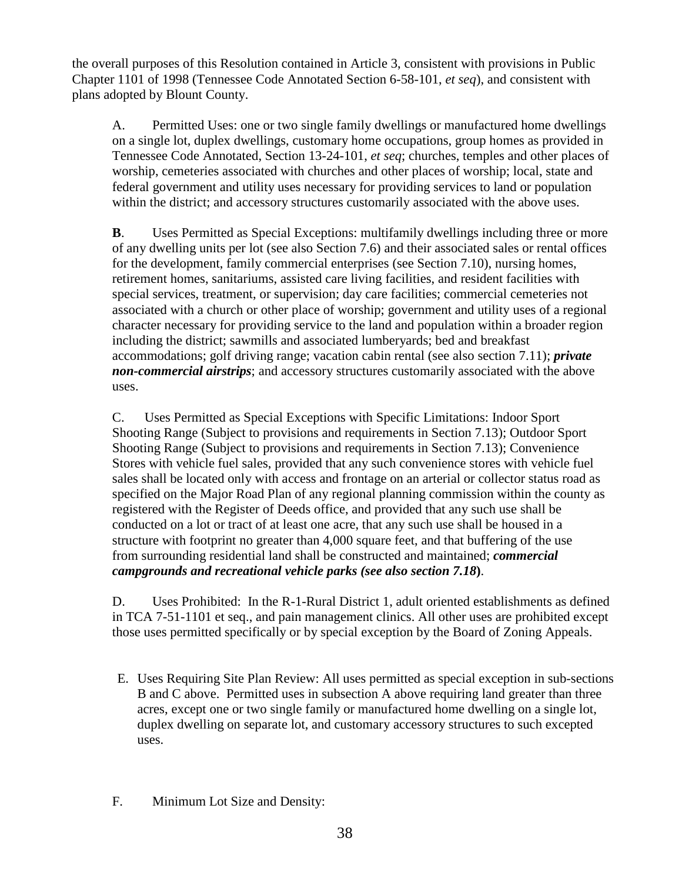the overall purposes of this Resolution contained in Article 3, consistent with provisions in Public Chapter 1101 of 1998 (Tennessee Code Annotated Section 6-58-101, *et seq*), and consistent with plans adopted by Blount County.

A. Permitted Uses: one or two single family dwellings or manufactured home dwellings on a single lot, duplex dwellings, customary home occupations, group homes as provided in Tennessee Code Annotated, Section 13-24-101, *et seq*; churches, temples and other places of worship, cemeteries associated with churches and other places of worship; local, state and federal government and utility uses necessary for providing services to land or population within the district; and accessory structures customarily associated with the above uses.

**B**. Uses Permitted as Special Exceptions: multifamily dwellings including three or more of any dwelling units per lot (see also Section 7.6) and their associated sales or rental offices for the development, family commercial enterprises (see Section 7.10), nursing homes, retirement homes, sanitariums, assisted care living facilities, and resident facilities with special services, treatment, or supervision; day care facilities; commercial cemeteries not associated with a church or other place of worship; government and utility uses of a regional character necessary for providing service to the land and population within a broader region including the district; sawmills and associated lumberyards; bed and breakfast accommodations; golf driving range; vacation cabin rental (see also section 7.11); ***private non-commercial airstrips***; and accessory structures customarily associated with the above uses.

C. Uses Permitted as Special Exceptions with Specific Limitations: Indoor Sport Shooting Range (Subject to provisions and requirements in Section 7.13); Outdoor Sport Shooting Range (Subject to provisions and requirements in Section 7.13); Convenience Stores with vehicle fuel sales, provided that any such convenience stores with vehicle fuel sales shall be located only with access and frontage on an arterial or collector status road as specified on the Major Road Plan of any regional planning commission within the county as registered with the Register of Deeds office, and provided that any such use shall be conducted on a lot or tract of at least one acre, that any such use shall be housed in a structure with footprint no greater than 4,000 square feet, and that buffering of the use from surrounding residential land shall be constructed and maintained; ***commercial campgrounds and recreational vehicle parks (see also section 7.18)***.

D. Uses Prohibited: In the R-1-Rural District 1, adult oriented establishments as defined in TCA 7-51-1101 et seq., and pain management clinics. All other uses are prohibited except those uses permitted specifically or by special exception by the Board of Zoning Appeals.

E. Uses Requiring Site Plan Review: All uses permitted as special exception in sub-sections B and C above. Permitted uses in subsection A above requiring land greater than three acres, except one or two single family or manufactured home dwelling on a single lot, duplex dwelling on separate lot, and customary accessory structures to such excepted uses.

F. Minimum Lot Size and Density: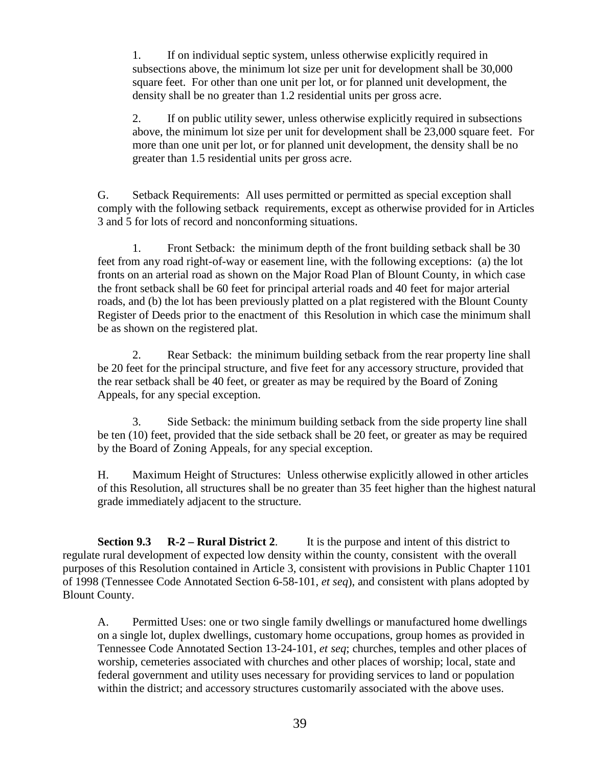1. If on individual septic system, unless otherwise explicitly required in subsections above, the minimum lot size per unit for development shall be 30,000 square feet. For other than one unit per lot, or for planned unit development, the density shall be no greater than 1.2 residential units per gross acre.

2. If on public utility sewer, unless otherwise explicitly required in subsections above, the minimum lot size per unit for development shall be 23,000 square feet. For more than one unit per lot, or for planned unit development, the density shall be no greater than 1.5 residential units per gross acre.

G. Setback Requirements: All uses permitted or permitted as special exception shall comply with the following setback requirements, except as otherwise provided for in Articles 3 and 5 for lots of record and nonconforming situations.

1. Front Setback: the minimum depth of the front building setback shall be 30 feet from any road right-of-way or easement line, with the following exceptions: (a) the lot fronts on an arterial road as shown on the Major Road Plan of Blount County, in which case the front setback shall be 60 feet for principal arterial roads and 40 feet for major arterial roads, and (b) the lot has been previously platted on a plat registered with the Blount County Register of Deeds prior to the enactment of this Resolution in which case the minimum shall be as shown on the registered plat.

2. Rear Setback: the minimum building setback from the rear property line shall be 20 feet for the principal structure, and five feet for any accessory structure, provided that the rear setback shall be 40 feet, or greater as may be required by the Board of Zoning Appeals, for any special exception.

3. Side Setback: the minimum building setback from the side property line shall be ten (10) feet, provided that the side setback shall be 20 feet, or greater as may be required by the Board of Zoning Appeals, for any special exception.

H. Maximum Height of Structures: Unless otherwise explicitly allowed in other articles of this Resolution, all structures shall be no greater than 35 feet higher than the highest natural grade immediately adjacent to the structure.

**Section 9.3 R-2 – Rural District 2**. It is the purpose and intent of this district to regulate rural development of expected low density within the county, consistent with the overall purposes of this Resolution contained in Article 3, consistent with provisions in Public Chapter 1101 of 1998 (Tennessee Code Annotated Section 6-58-101, *et seq*), and consistent with plans adopted by Blount County.

A. Permitted Uses: one or two single family dwellings or manufactured home dwellings on a single lot, duplex dwellings, customary home occupations, group homes as provided in Tennessee Code Annotated Section 13-24-101, *et seq*; churches, temples and other places of worship, cemeteries associated with churches and other places of worship; local, state and federal government and utility uses necessary for providing services to land or population within the district; and accessory structures customarily associated with the above uses.